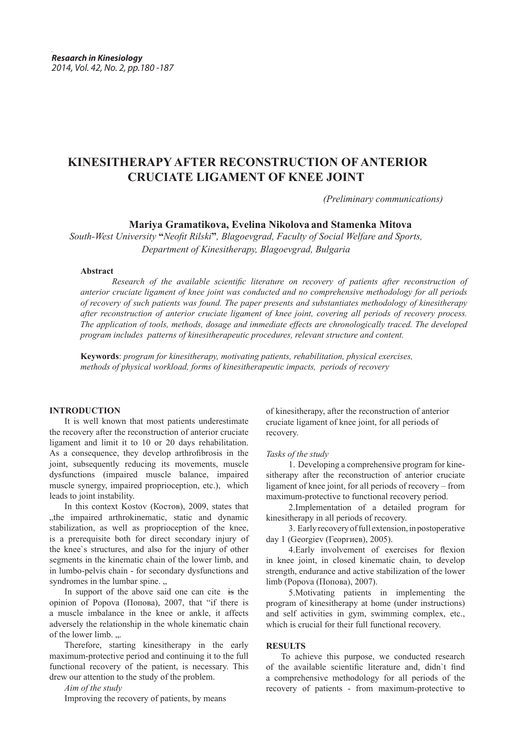# KINESITHERAPY AFTER RECONSTRUCTION OF ANTERIOR CRUCIATE LIGAMENT OF KNEE JOINT

*(Preliminary communications)*

**Mariya Gramatikova, Evelina Nikolova and Stamenka Mitova**

*South-West University* **"***Neofit Rilski***"***, Blagoevgrad, Faculty of Social Welfare and Sports, Department of Kinesitherapy, Blagoevgrad, Bulgaria*

**Abstract**

*Research of the available scientific literature on recovery of patients after reconstruction of anterior cruciate ligament of knee joint was conducted and no comprehensive methodology for all periods of recovery of such patients was found. The paper presents and substantiates methodology of kinesitherapy after reconstruction of anterior cruciate ligament of knee joint, covering all periods of recovery process. The application of tools, methods, dosage and immediate effects are chronologically traced. The developed program includes patterns of kinesitherapeutic procedures, relevant structure and content.*

**Keywords**: *program for kinesitherapy, motivating patients, rehabilitation, physical exercises, methods of physical workload, forms of kinesitherapeutic impacts, periods of recovery*

## INTRODUCTION

It is well known that most patients underestimate the recovery after the reconstruction of anterior cruciate ligament and limit it to 10 or 20 days rehabilitation. As a consequence, they develop arthrofibrosis in the joint, subsequently reducing its movements, muscle dysfunctions (impaired muscle balance, impaired muscle synergy, impaired proprioception, etc.), which leads to joint instability.

In this context Kostov (Костов), 2009, states that „the impaired arthrokinematic, static and dynamic stabilization, as well as proprioception of the knee, is a prerequisite both for direct secondary injury of the knee`s structures, and also for the injury of other segments in the kinematic chain of the lower limb, and in lumbo-pelvis chain - for secondary dysfunctions and syndromes in the lumbar spine. „

In support of the above said one can cite ~~is~~ the opinion of Popova (Попова), 2007, that "if there is a muscle imbalance in the knee or ankle, it affects adversely the relationship in the whole kinematic chain of the lower limb. „.

Therefore, starting kinesitherapy in the early maximum-protective period and continuing it to the full functional recovery of the patient, is necessary. This drew our attention to the study of the problem.

*Aim of the study*

Improving the recovery of patients, by means of kinesitherapy, after the reconstruction of anterior cruciate ligament of knee joint, for all periods of recovery.

*Tasks of the study*

1. Developing a comprehensive program for kinesitherapy after the reconstruction of anterior cruciate ligament of knee joint, for all periods of recovery – from maximum-protective to functional recovery period.
2. Implementation of a detailed program for kinesitherapy in all periods of recovery.
3. Early recovery of full extension, in postoperative day 1 (Georgiev (Георгиев), 2005).
4. Early involvement of exercises for flexion in knee joint, in closed kinematic chain, to develop strength, endurance and active stabilization of the lower limb (Popova (Попова), 2007).
5. Motivating patients in implementing the program of kinesitherapy at home (under instructions) and self activities in gym, swimming complex, etc., which is crucial for their full functional recovery.

## RESULTS

To achieve this purpose, we conducted research of the available scientific literature and, didn`t find a comprehensive methodology for all periods of the recovery of patients - from maximum-protective to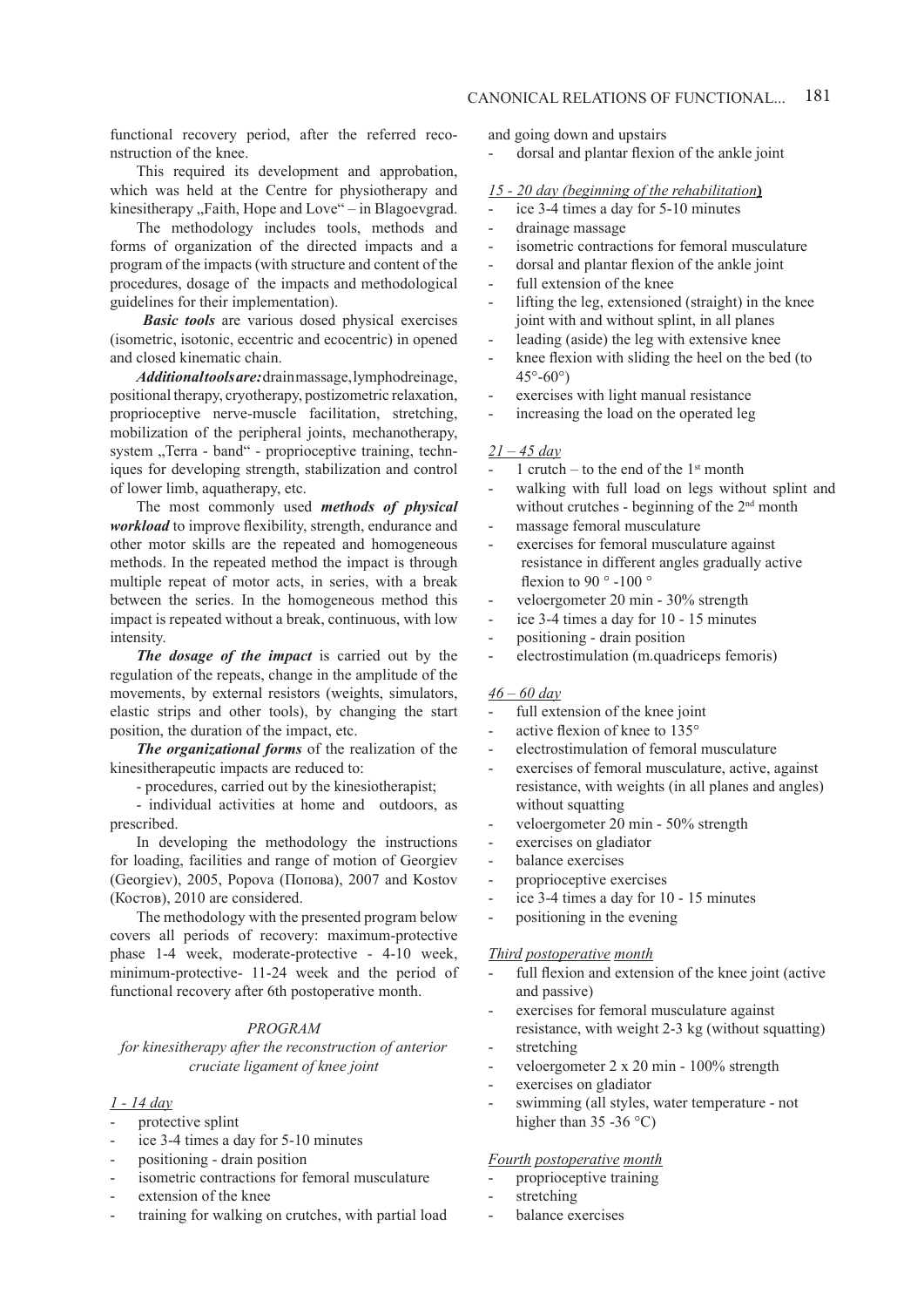functional recovery period, after the referred reconstruction of the knee.

This required its development and approbation, which was held at the Centre for physiotherapy and kinesitherapy „Faith, Hope and Love" – in Blagoevgrad.

The methodology includes tools, methods and forms of organization of the directed impacts and a program of the impacts (with structure and content of the procedures, dosage of the impacts and methodological guidelines for their implementation).

***Basic tools*** are various dosed physical exercises (isometric, isotonic, eccentric and ecocentric) in opened and closed kinematic chain.

***Additional tools are:*** drain massage, lymphodreinage, positional therapy, cryotherapy, postizometric relaxation, proprioceptive nerve-muscle facilitation, stretching, mobilization of the peripheral joints, mechanotherapy, system „Terra - band" - proprioceptive training, techniques for developing strength, stabilization and control of lower limb, aquatherapy, etc.

The most commonly used ***methods of physical workload*** to improve flexibility, strength, endurance and other motor skills are the repeated and homogeneous methods. In the repeated method the impact is through multiple repeat of motor acts, in series, with a break between the series. In the homogeneous method this impact is repeated without a break, continuous, with low intensity.

***The dosage of the impact*** is carried out by the regulation of the repeats, change in the amplitude of the movements, by external resistors (weights, simulators, elastic strips and other tools), by changing the start position, the duration of the impact, etc.

***The organizational forms*** of the realization of the kinesitherapeutic impacts are reduced to:

- procedures, carried out by the kinesiotherapist;
- individual activities at home and outdoors, as prescribed.

In developing the methodology the instructions for loading, facilities and range of motion of Georgiev (Georgiev), 2005, Popova (Попова), 2007 and Kostov (Костов), 2010 are considered.

The methodology with the presented program below covers all periods of recovery: maximum-protective phase 1-4 week, moderate-protective - 4-10 week, minimum-protective- 11-24 week and the period of functional recovery after 6th postoperative month.

*PROGRAM*

*for kinesitherapy after the reconstruction of anterior cruciate ligament of knee joint*

<u>*1 - 14 day*</u>

- protective splint
- ice 3-4 times a day for 5-10 minutes
- positioning - drain position
- isometric contractions for femoral musculature
- extension of the knee
- training for walking on crutches, with partial load and going down and upstairs
- dorsal and plantar flexion of the ankle joint

<u>*15 - 20 day (beginning of the rehabilitation*</u>**)**

- ice 3-4 times a day for 5-10 minutes
- drainage massage
- isometric contractions for femoral musculature
- dorsal and plantar flexion of the ankle joint
- full extension of the knee
- lifting the leg, extensioned (straight) in the knee joint with and without splint, in all planes
- leading (aside) the leg with extensive knee
- knee flexion with sliding the heel on the bed (to 45°-60°)
- exercises with light manual resistance
- increasing the load on the operated leg

<u>*21 – 45 day*</u>

- 1 crutch – to the end of the 1st month
- walking with full load on legs without splint and without crutches - beginning of the 2nd month
- massage femoral musculature
- exercises for femoral musculature against resistance in different angles gradually active flexion to 90 ° -100 °
- veloergometer 20 min - 30% strength
- ice 3-4 times a day for 10 - 15 minutes
- positioning - drain position
- electrostimulation (m.quadriceps femoris)

<u>*46 – 60 day*</u>

- full extension of the knee joint
- active flexion of knee to 135°
- electrostimulation of femoral musculature
- exercises of femoral musculature, active, against resistance, with weights (in all planes and angles) without squatting
- veloergometer 20 min - 50% strength
- exercises on gladiator
- balance exercises
- proprioceptive exercises
- ice 3-4 times a day for 10 - 15 minutes
- positioning in the evening

<u>*Third postoperative month*</u>

- full flexion and extension of the knee joint (active and passive)
- exercises for femoral musculature against resistance, with weight 2-3 kg (without squatting)
- stretching
- veloergometer 2 x 20 min - 100% strength
- exercises on gladiator
- swimming (all styles, water temperature - not higher than 35 -36 °C)

<u>*Fourth postoperative month*</u>

- proprioceptive training
- stretching
- balance exercises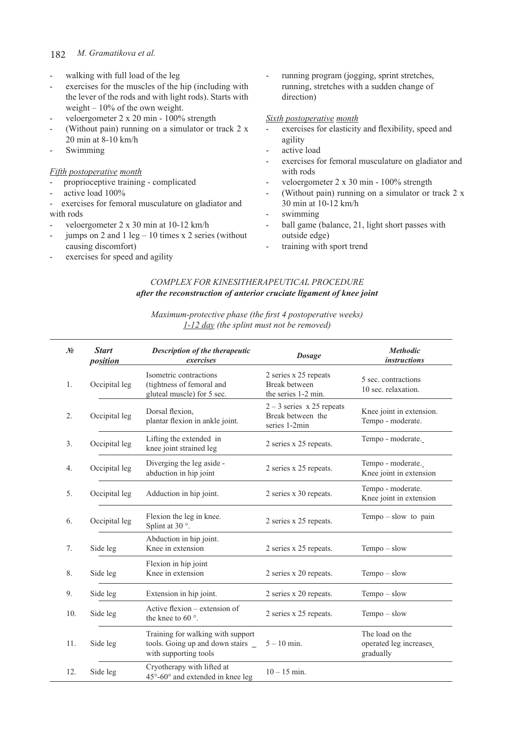- walking with full load of the leg
- exercises for the muscles of the hip (including with the lever of the rods and with light rods). Starts with weight – 10% of the own weight.
- veloergometer 2 x 20 min - 100% strength
- (Without pain) running on a simulator or track 2 x 20 min at 8-10 km/h
- Swimming

*__Fifth__ __postoperative__ __month__*

- proprioceptive training - complicated
- active load 100%
- exercises for femoral musculature on gladiator and with rods
- veloergometer 2 x 30 min at 10-12 km/h
- jumps on 2 and 1 leg – 10 times x 2 series (without causing discomfort)
- exercises for speed and agility
- running program (jogging, sprint stretches, running, stretches with a sudden change of direction)

*__Sixth__ __postoperative__ __month__*

- exercises for elasticity and flexibility, speed and agility
- active load
- exercises for femoral musculature on gladiator and with rods
- veloergometer 2 x 30 min - 100% strength
- (Without pain) running on a simulator or track 2 x 30 min at 10-12 km/h
- swimming
- ball game (balance, 21, light short passes with outside edge)
- training with sport trend

*COMPLEX FOR KINESITHERAPEUTICAL PROCEDURE*
***after the reconstruction of anterior cruciate ligament of knee joint***

*Maximum-protective phase (the first 4 postoperative weeks)*
*__1-12 day__ (the splint must not be removed)*

| *№* | *Start position* | *Description of the therapeutic exercises* | *Dosage* | *Methodic instructions* |
|---|---|---|---|---|
| 1. | Occipital leg | Isometric contractions (tightness of femoral and gluteal muscle) for 5 sec. | 2 series x 25 repeats Break between the series 1-2 min. | 5 sec. contractions 10 sec. relaxation. |
| 2. | Occipital leg | Dorsal flexion, plantar flexion in ankle joint. | 2 – 3 series x 25 repeats Break between the series 1-2min | Knee joint in extension. Tempo - moderate. |
| 3. | Occipital leg | Lifting the extended in knee joint strained leg | 2 series x 25 repeats. | Tempo - moderate. |
| 4. | Occipital leg | Diverging the leg aside - abduction in hip joint | 2 series x 25 repeats. | Tempo - moderate. Knee joint in extension |
| 5. | Occipital leg | Adduction in hip joint. | 2 series x 30 repeats. | Tempo - moderate. Knee joint in extension |
| 6. | Occipital leg | Flexion the leg in knee. Splint at 30 °. | 2 series x 25 repeats. | Tempo – slow to pain |
| 7. | Side leg | Abduction in hip joint. Knee in extension | 2 series x 25 repeats. | Tempo – slow |
| 8. | Side leg | Flexion in hip joint Knee in extension | 2 series x 20 repeats. | Tempo – slow |
| 9. | Side leg | Extension in hip joint. | 2 series x 20 repeats. | Tempo – slow |
| 10. | Side leg | Active flexion – extension of the knee to 60 °. | 2 series x 25 repeats. | Tempo – slow |
| 11. | Side leg | Training for walking with support tools. Going up and down stairs with supporting tools | 5 – 10 min. | The load on the operated leg increases gradually |
| 12. | Side leg | Cryotherapy with lifted at 45°-60° and extended in knee leg | 10 – 15 min. | |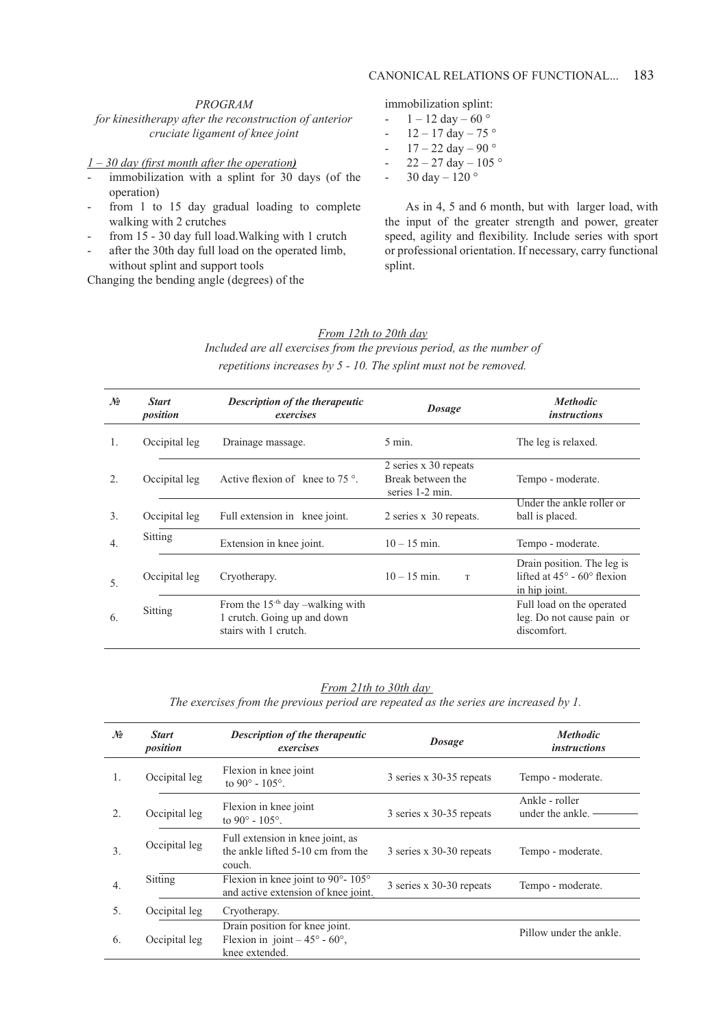*PROGRAM*
*for kinesitherapy after the reconstruction of anterior cruciate ligament of knee joint*

*1 – 30 day (first month after the operation)*

- immobilization with a splint for 30 days (of the operation)
- from 1 to 15 day gradual loading to complete walking with 2 crutches
- from 15 - 30 day full load.Walking with 1 crutch
- after the 30th day full load on the operated limb, without splint and support tools

Changing the bending angle (degrees) of the immobilization splint:

- 1 – 12 day – 60 °
- 12 – 17 day – 75 °
- 17 – 22 day – 90 °
- 22 – 27 day – 105 °
- 30 day – 120 °

As in 4, 5 and 6 month, but with larger load, with the input of the greater strength and power, greater speed, agility and flexibility. Include series with sport or professional orientation. If necessary, carry functional splint.

*From 12th to 20th day*
*Included are all exercises from the previous period, as the number of repetitions increases by 5 - 10. The splint must not be removed.*

| № | *Start position* | *Description of the therapeutic exercises* | *Dosage* | *Methodic instructions* |
|---|---|---|---|---|
| 1. | Occipital leg | Drainage massage. | 5 min. | The leg is relaxed. |
| 2. | Occipital leg | Active flexion of knee to 75 °. | 2 series x 30 repeats Break between the series 1-2 min. | Tempo - moderate. |
| 3. | Occipital leg | Full extension in knee joint. | 2 series x 30 repeats. | Under the ankle roller or ball is placed. |
| 4. | Sitting | Extension in knee joint. | 10 – 15 min. | Tempo - moderate. |
| 5. | Occipital leg | Cryotherapy. | 10 – 15 min. т | Drain position. The leg is lifted at 45° - 60° flexion in hip joint. |
| 6. | Sitting | From the 15[th] day –walking with 1 crutch. Going up and down stairs with 1 crutch. | | Full load on the operated leg. Do not cause pain or discomfort. |

*From 21th to 30th day*
*The exercises from the previous period are repeated as the series are increased by 1.*

| № | *Start position* | *Description of the therapeutic exercises* | *Dosage* | *Methodic instructions* |
|---|---|---|---|---|
| 1. | Occipital leg | Flexion in knee joint to 90° - 105°. | 3 series x 30-35 repeats | Tempo - moderate. |
| 2. | Occipital leg | Flexion in knee joint to 90° - 105°. | 3 series x 30-35 repeats | Ankle - roller under the ankle. |
| 3. | Occipital leg | Full extension in knee joint, as the ankle lifted 5-10 cm from the couch. | 3 series x 30-30 repeats | Tempo - moderate. |
| 4. | Sitting | Flexion in knee joint to 90°- 105° and active extension of knee joint. | 3 series x 30-30 repeats | Tempo - moderate. |
| 5. | Occipital leg | Cryotherapy. | | |
| 6. | Occipital leg | Drain position for knee joint. Flexion in joint – 45° - 60°, knee extended. | | Pillow under the ankle. |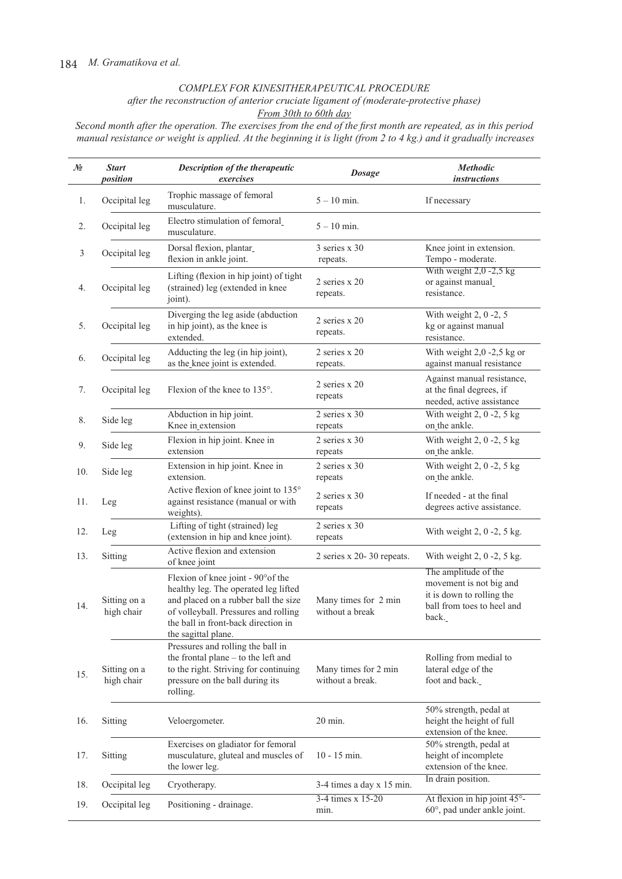*COMPLEX FOR KINESITHERAPEUTICAL PROCEDURE*
*after the reconstruction of anterior cruciate ligament of (moderate-protective phase)*
*From 30th to 60th day*

*Second month after the operation. The exercises from the end of the first month are repeated, as in this period manual resistance or weight is applied. At the beginning it is light (from 2 to 4 kg.) and it gradually increases*

| № | *Start position* | *Description of the therapeutic exercises* | *Dosage* | *Methodic instructions* |
|---|---|---|---|---|
| 1. | Occipital leg | Trophic massage of femoral musculature. | 5 – 10 min. | If necessary |
| 2. | Occipital leg | Electro stimulation of femoral musculature. | 5 – 10 min. | |
| 3 | Occipital leg | Dorsal flexion, plantar flexion in ankle joint. | 3 series x 30 repeats. | Knee joint in extension. Tempo - moderate. |
| 4. | Occipital leg | Lifting (flexion in hip joint) of tight (strained) leg (extended in knee joint). | 2 series x 20 repeats. | With weight 2,0 -2,5 kg or against manual resistance. |
| 5. | Occipital leg | Diverging the leg aside (abduction in hip joint), as the knee is extended. | 2 series x 20 repeats. | With weight 2, 0 -2, 5 kg or against manual resistance. |
| 6. | Occipital leg | Adducting the leg (in hip joint), as the knee joint is extended. | 2 series x 20 repeats. | With weight 2,0 -2,5 kg or against manual resistance |
| 7. | Occipital leg | Flexion of the knee to 135°. | 2 series x 20 repeats | Against manual resistance, at the final degrees, if needed, active assistance |
| 8. | Side leg | Abduction in hip joint. Knee in extension | 2 series x 30 repeats | With weight 2, 0 -2, 5 kg on the ankle. |
| 9. | Side leg | Flexion in hip joint. Knee in extension | 2 series x 30 repeats | With weight 2, 0 -2, 5 kg on the ankle. |
| 10. | Side leg | Extension in hip joint. Knee in extension. | 2 series x 30 repeats | With weight 2, 0 -2, 5 kg on the ankle. |
| 11. | Leg | Active flexion of knee joint to 135° against resistance (manual or with weights). | 2 series x 30 repeats | If needed - at the final degrees active assistance. |
| 12. | Leg | Lifting of tight (strained) leg (extension in hip and knee joint). | 2 series x 30 repeats | With weight 2, 0 -2, 5 kg. |
| 13. | Sitting | Active flexion and extension of knee joint | 2 series x 20- 30 repeats. | With weight 2, 0 -2, 5 kg. |
| 14. | Sitting on a high chair | Flexion of knee joint - 90°of the healthy leg. The operated leg lifted and placed on a rubber ball the size of volleyball. Pressures and rolling the ball in front-back direction in the sagittal plane. | Many times for 2 min without a break | The amplitude of the movement is not big and it is down to rolling the ball from toes to heel and back. |
| 15. | Sitting on a high chair | Pressures and rolling the ball in the frontal plane – to the left and to the right. Striving for continuing pressure on the ball during its rolling. | Many times for 2 min without a break. | Rolling from medial to lateral edge of the foot and back. |
| 16. | Sitting | Veloergometer. | 20 min. | 50% strength, pedal at height the height of full extension of the knee. |
| 17. | Sitting | Exercises on gladiator for femoral musculature, gluteal and muscles of the lower leg. | 10 - 15 min. | 50% strength, pedal at height of incomplete extension of the knee. |
| 18. | Occipital leg | Cryotherapy. | 3-4 times a day x 15 min. | In drain position. |
| 19. | Occipital leg | Positioning - drainage. | 3-4 times x 15-20 min. | At flexion in hip joint 45°-60°, pad under ankle joint. |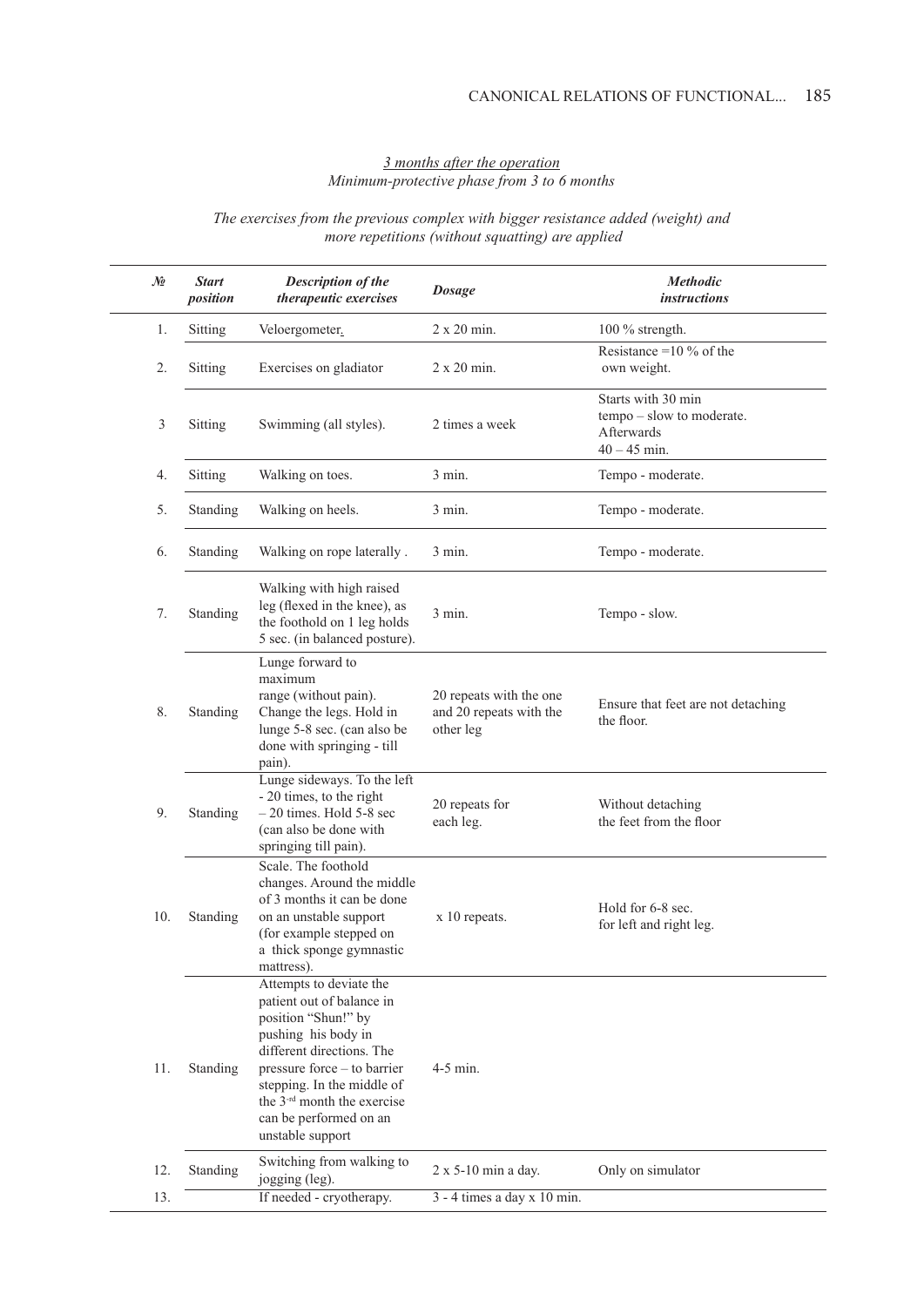<u>*3 months after the operation*</u>
*Minimum-protective phase from 3 to 6 months*

*The exercises from the previous complex with bigger resistance added (weight) and more repetitions (without squatting) are applied*

| № | Start position | Description of the therapeutic exercises | Dosage | Methodic instructions |
|---|---|---|---|---|
| 1. | Sitting | Veloergometer. | 2 x 20 min. | 100 % strength. |
| 2. | Sitting | Exercises on gladiator | 2 x 20 min. | Resistance =10 % of the own weight. |
| 3 | Sitting | Swimming (all styles). | 2 times a week | Starts with 30 min tempo – slow to moderate. Afterwards 40 – 45 min. |
| 4. | Sitting | Walking on toes. | 3 min. | Tempo - moderate. |
| 5. | Standing | Walking on heels. | 3 min. | Tempo - moderate. |
| 6. | Standing | Walking on rope laterally . | 3 min. | Tempo - moderate. |
| 7. | Standing | Walking with high raised leg (flexed in the knee), as the foothold on 1 leg holds 5 sec. (in balanced posture). | 3 min. | Tempo - slow. |
| 8. | Standing | Lunge forward to maximum range (without pain). Change the legs. Hold in lunge 5-8 sec. (can also be done with springing - till pain). | 20 repeats with the one and 20 repeats with the other leg | Ensure that feet are not detaching the floor. |
| 9. | Standing | Lunge sideways. To the left - 20 times, to the right – 20 times. Hold 5-8 sec (can also be done with springing till pain). | 20 repeats for each leg. | Without detaching the feet from the floor |
| 10. | Standing | Scale. The foothold changes. Around the middle of 3 months it can be done on an unstable support (for example stepped on a thick sponge gymnastic mattress). | x 10 repeats. | Hold for 6-8 sec. for left and right leg. |
| 11. | Standing | Attempts to deviate the patient out of balance in position "Shun!" by pushing his body in different directions. The pressure force – to barrier stepping. In the middle of the 3-rd month the exercise can be performed on an unstable support | 4-5 min. | |
| 12. | Standing | Switching from walking to jogging (leg). | 2 x 5-10 min a day. | Only on simulator |
| 13. | | If needed - cryotherapy. | 3 - 4 times a day x 10 min. | |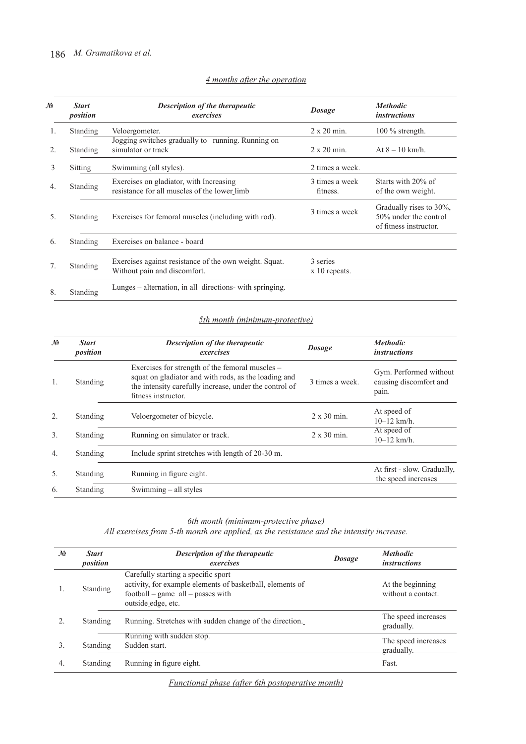*4 months after the operation*

| № | *Start position* | *Description of the therapeutic exercises* | *Dosage* | *Methodic instructions* |
|---|---|---|---|---|
| 1. | Standing | Veloergometer. | 2 x 20 min. | 100 % strength. |
| 2. | Standing | Jogging switches gradually to running. Running on simulator or track | 2 x 20 min. | At 8 – 10 km/h. |
| 3 | Sitting | Swimming (all styles). | 2 times a week. | |
| 4. | Standing | Exercises on gladiator, with Increasing resistance for all muscles of the lower limb | 3 times a week fitness. | Starts with 20% of of the own weight. |
| 5. | Standing | Exercises for femoral muscles (including with rod). | 3 times a week | Gradually rises to 30%, 50% under the control of fitness instructor. |
| 6. | Standing | Exercises on balance - board | | |
| 7. | Standing | Exercises against resistance of the own weight. Squat. Without pain and discomfort. | 3 series x 10 repeats. | |
| 8. | Standing | Lunges – alternation, in all directions- with springing. | | |

*5th month (minimum-protective)*

| № | *Start position* | *Description of the therapeutic exercises* | *Dosage* | *Methodic instructions* |
|---|---|---|---|---|
| 1. | Standing | Exercises for strength of the femoral muscles – squat on gladiator and with rods, as the loading and the intensity carefully increase, under the control of fitness instructor. | 3 times a week. | Gym. Performed without causing discomfort and pain. |
| 2. | Standing | Veloergometer of bicycle. | 2 x 30 min. | At speed of 10–12 km/h. |
| 3. | Standing | Running on simulator or track. | 2 x 30 min. | At speed of 10–12 km/h. |
| 4. | Standing | Include sprint stretches with length of 20-30 m. | | |
| 5. | Standing | Running in figure eight. | | At first - slow. Gradually, the speed increases |
| 6. | Standing | Swimming – all styles | | |

*6th month (minimum-protective phase)*

*All exercises from 5-th month are applied, as the resistance and the intensity increase.*

| № | *Start position* | *Description of the therapeutic exercises* | *Dosage* | *Methodic instructions* |
|---|---|---|---|---|
| 1. | Standing | Carefully starting a specific sport activity, for example elements of basketball, elements of football – game all – passes with outside edge, etc. | | At the beginning without a contact. |
| 2. | Standing | Running. Stretches with sudden change of the direction. | | The speed increases gradually. |
| 3. | Standing | Running with sudden stop. Sudden start. | | The speed increases gradually. |
| 4. | Standing | Running in figure eight. | | Fast. |

*Functional phase (after 6th postoperative month)*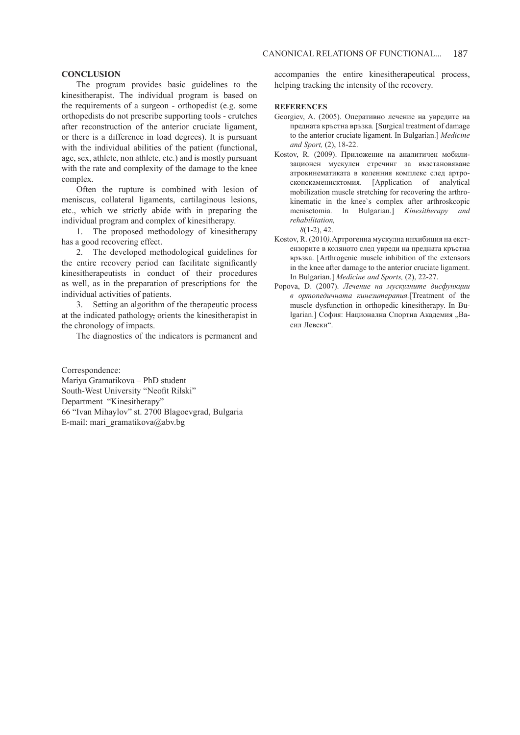## CONCLUSION

The program provides basic guidelines to the kinesitherapist. The individual program is based on the requirements of a surgeon - orthopedist (e.g. some orthopedists do not prescribe supporting tools - crutches after reconstruction of the anterior cruciate ligament, or there is a difference in load degrees). It is pursuant with the individual abilities of the patient (functional, age, sex, athlete, non athlete, etc.) and is mostly pursuant with the rate and complexity of the damage to the knee complex.

Often the rupture is combined with lesion of meniscus, collateral ligaments, cartilaginous lesions, etc., which we strictly abide with in preparing the individual program and complex of kinesitherapy.

1. The proposed methodology of kinesitherapy has a good recovering effect.
2. The developed methodological guidelines for the entire recovery period can facilitate significantly kinesitherapeutists in conduct of their procedures as well, as in the preparation of prescriptions for the individual activities of patients.
3. Setting an algorithm of the therapeutic process at the indicated pathology, orients the kinesitherapist in the chronology of impacts.

The diagnostics of the indicators is permanent and accompanies the entire kinesitherapeutical process, helping tracking the intensity of the recovery.

Correspondence:
Mariya Gramatikova – PhD student
South-West University "Neofit Rilski"
Department "Kinesitherapy"
66 "Ivan Mihaylov" st. 2700 Blagoevgrad, Bulgaria
E-mail: mari_gramatikova@abv.bg

## REFERENCES

Georgiev, A. (2005). Оперативно лечение на увредите на предната кръстна връзка*.* [Surgical treatment of damage to the anterior cruciate ligament. In Bulgarian.] *Medicine and Sport,* (2), 18-22.

Kostov, R. (2009). Приложение на аналитичен мобилизационен мускулен стречинг за възстановяване атрокинематиката в коленния комплекс след артроскопскаменисктомия. [Application of analytical mobilization muscle stretching for recovering the arthrokinematic in the knee`s complex after arthroskcopic menisctomia. In Bulgarian.] *Kinesitherapy and rehabilitation, 8*(1-2), 42.

Kostov, R. (2010*).*Артрогенна мускулна инхибиция на екстензорите в коляното след увреди на предната кръстна връзка. [Arthrogenic muscle inhibition of the extensors in the knee after damage to the anterior cruciate ligament. In Bulgarian.] *Medicine and Sports,* (2), 22-27.

Popova, D. (2007). *Лечение на мускулните дисфункции в ортопедичната кинезитерапия.*[Treatment of the muscle dysfunction in orthopedic kinesitherapy. In Bulgarian.] София: Национална Спортна Академия „Васил Левски".